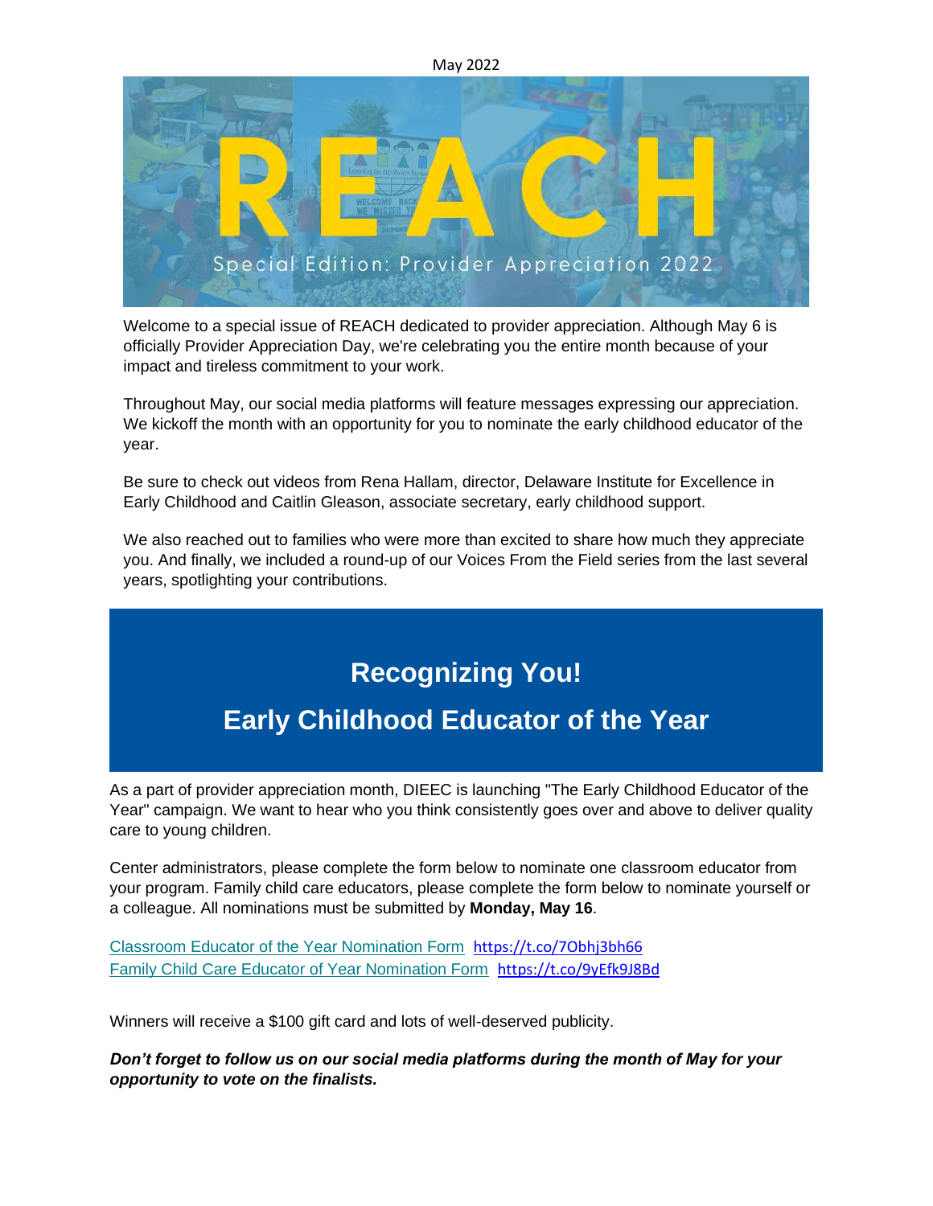May 2022

# REACH

Special Edition: Provider Appreciation 2022

Welcome to a special issue of REACH dedicated to provider appreciation. Although May 6 is officially Provider Appreciation Day, we're celebrating you the entire month because of your impact and tireless commitment to your work.

Throughout May, our social media platforms will feature messages expressing our appreciation. We kickoff the month with an opportunity for you to nominate the early childhood educator of the year.

Be sure to check out videos from Rena Hallam, director, Delaware Institute for Excellence in Early Childhood and Caitlin Gleason, associate secretary, early childhood support.

We also reached out to families who were more than excited to share how much they appreciate you. And finally, we included a round-up of our Voices From the Field series from the last several years, spotlighting your contributions.

## Recognizing You!

## Early Childhood Educator of the Year

As a part of provider appreciation month, DIEEC is launching "The Early Childhood Educator of the Year" campaign. We want to hear who you think consistently goes over and above to deliver quality care to young children.

Center administrators, please complete the form below to nominate one classroom educator from your program. Family child care educators, please complete the form below to nominate yourself or a colleague. All nominations must be submitted by **Monday, May 16**.

Classroom Educator of the Year Nomination Form https://t.co/7Obhj3bh66
Family Child Care Educator of Year Nomination Form https://t.co/9yEfk9J8Bd

Winners will receive a $100 gift card and lots of well-deserved publicity.

***Don't forget to follow us on our social media platforms during the month of May for your opportunity to vote on the finalists.***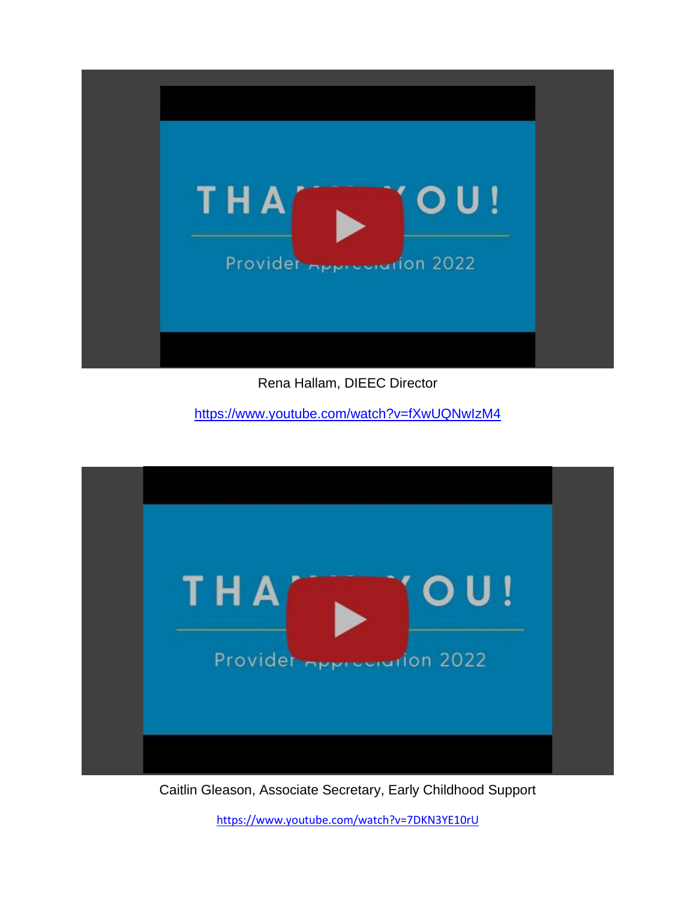Rena Hallam, DIEEC Director

https://www.youtube.com/watch?v=fXwUQNwIzM4

Caitlin Gleason, Associate Secretary, Early Childhood Support

https://www.youtube.com/watch?v=7DKN3YE10rU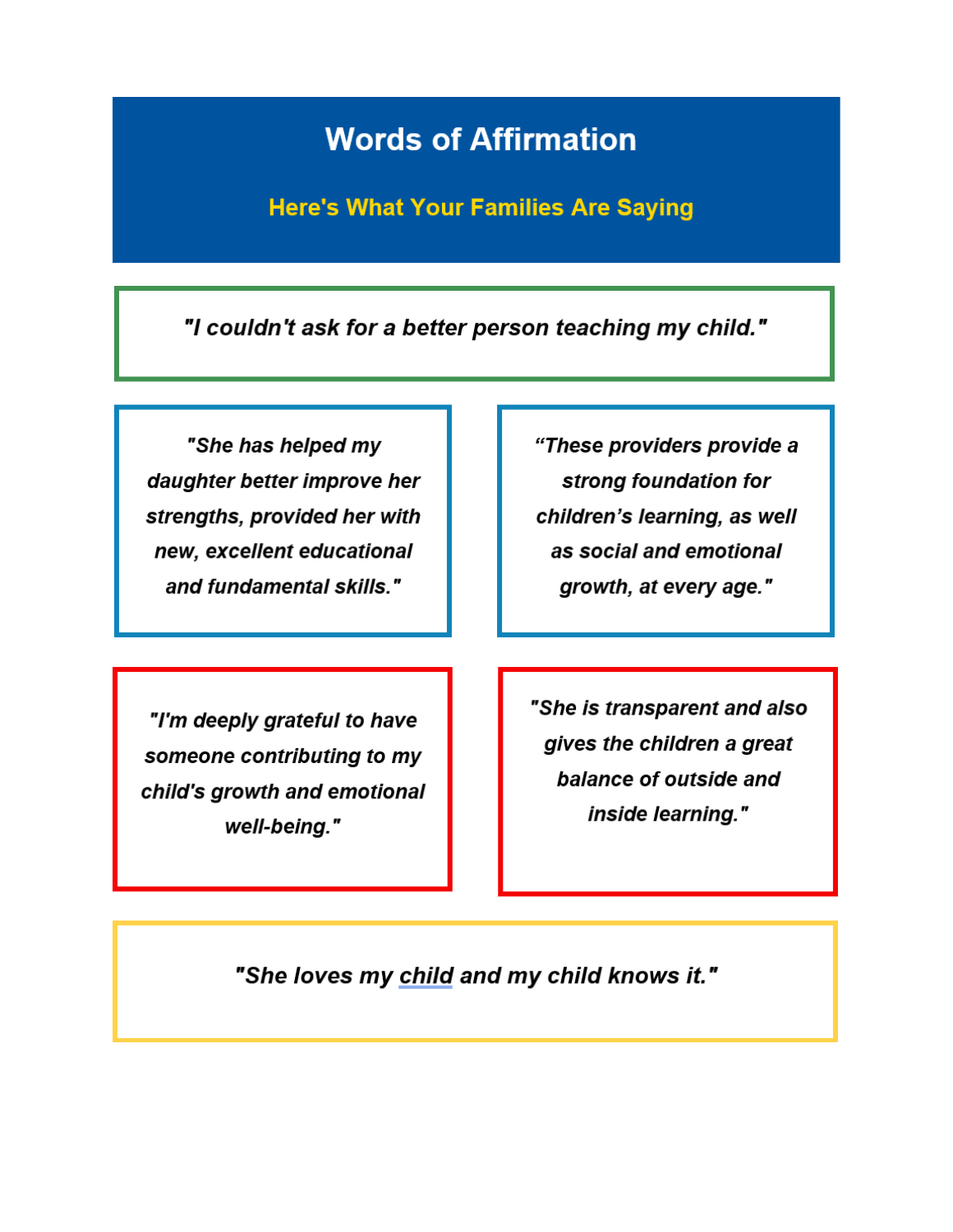# Words of Affirmation

## Here's What Your Families Are Saying

***"I couldn't ask for a better person teaching my child."***

***"She has helped my daughter better improve her strengths, provided her with new, excellent educational and fundamental skills."***

***"These providers provide a strong foundation for children's learning, as well as social and emotional growth, at every age."***

***"I'm deeply grateful to have someone contributing to my child's growth and emotional well-being."***

***"She is transparent and also gives the children a great balance of outside and inside learning."***

***"She loves my child and my child knows it."***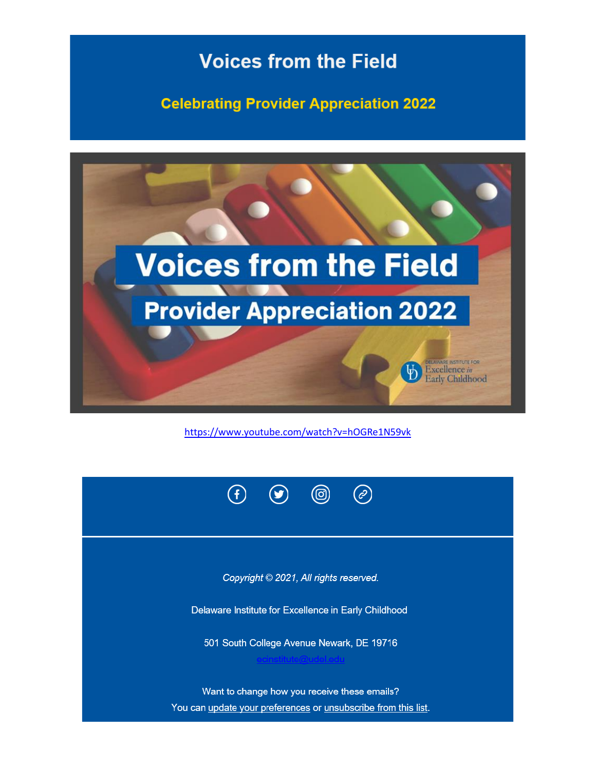# Voices from the Field

## Celebrating Provider Appreciation 2022

https://www.youtube.com/watch?v=hOGRe1N59vk

*Copyright © 2021, All rights reserved.*

Delaware Institute for Excellence in Early Childhood

501 South College Avenue Newark, DE 19716
ecinstitute@udel.edu

Want to change how you receive these emails?
You can update your preferences or unsubscribe from this list.